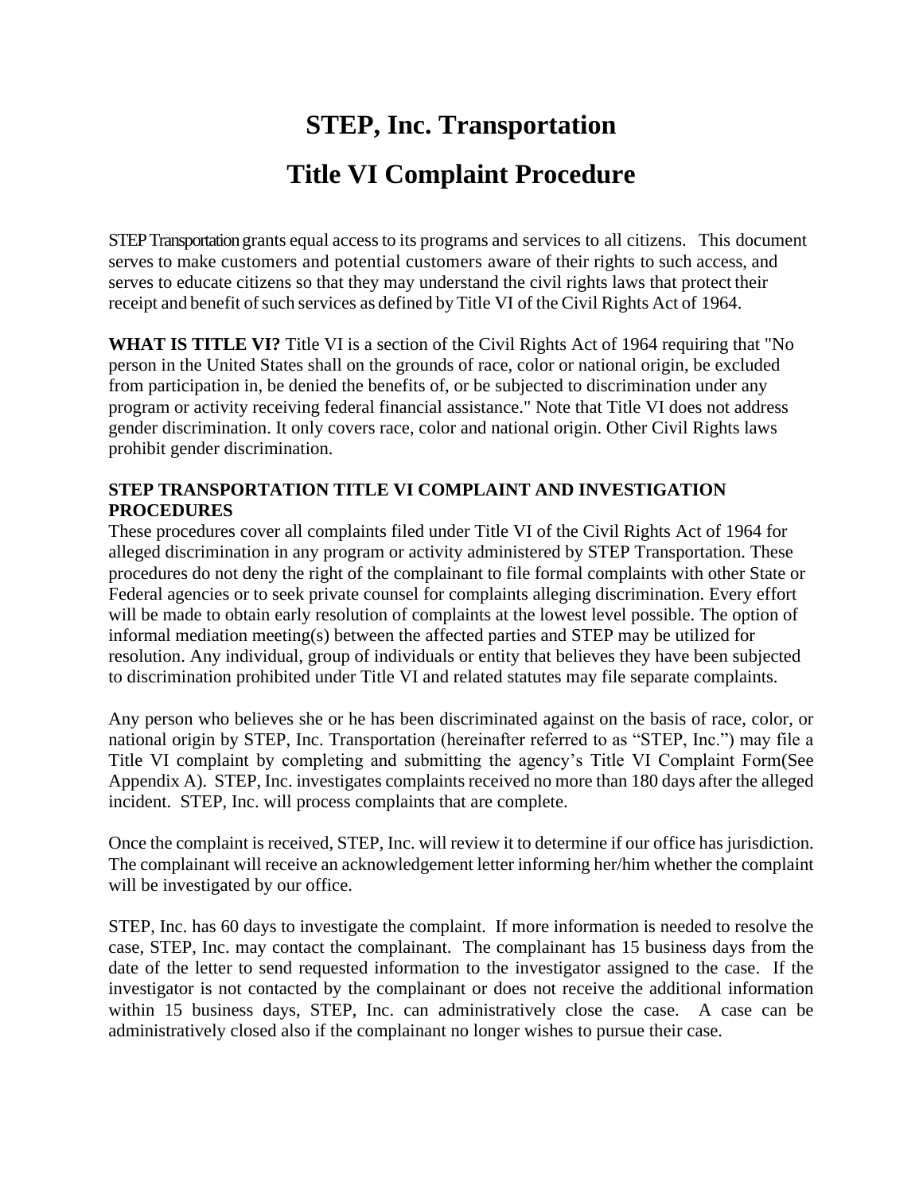# STEP, Inc. Transportation

# Title VI Complaint Procedure

STEP Transportation grants equal access to its programs and services to all citizens. This document serves to make customers and potential customers aware of their rights to such access, and serves to educate citizens so that they may understand the civil rights laws that protect their receipt and benefit of such services as defined by Title VI of the Civil Rights Act of 1964.

**WHAT IS TITLE VI?** Title VI is a section of the Civil Rights Act of 1964 requiring that "No person in the United States shall on the grounds of race, color or national origin, be excluded from participation in, be denied the benefits of, or be subjected to discrimination under any program or activity receiving federal financial assistance." Note that Title VI does not address gender discrimination. It only covers race, color and national origin. Other Civil Rights laws prohibit gender discrimination.

### STEP TRANSPORTATION TITLE VI COMPLAINT AND INVESTIGATION PROCEDURES

These procedures cover all complaints filed under Title VI of the Civil Rights Act of 1964 for alleged discrimination in any program or activity administered by STEP Transportation. These procedures do not deny the right of the complainant to file formal complaints with other State or Federal agencies or to seek private counsel for complaints alleging discrimination. Every effort will be made to obtain early resolution of complaints at the lowest level possible. The option of informal mediation meeting(s) between the affected parties and STEP may be utilized for resolution. Any individual, group of individuals or entity that believes they have been subjected to discrimination prohibited under Title VI and related statutes may file separate complaints.

Any person who believes she or he has been discriminated against on the basis of race, color, or national origin by STEP, Inc. Transportation (hereinafter referred to as "STEP, Inc.") may file a Title VI complaint by completing and submitting the agency's Title VI Complaint Form(See Appendix A). STEP, Inc. investigates complaints received no more than 180 days after the alleged incident. STEP, Inc. will process complaints that are complete.

Once the complaint is received, STEP, Inc. will review it to determine if our office has jurisdiction. The complainant will receive an acknowledgement letter informing her/him whether the complaint will be investigated by our office.

STEP, Inc. has 60 days to investigate the complaint. If more information is needed to resolve the case, STEP, Inc. may contact the complainant. The complainant has 15 business days from the date of the letter to send requested information to the investigator assigned to the case. If the investigator is not contacted by the complainant or does not receive the additional information within 15 business days, STEP, Inc. can administratively close the case. A case can be administratively closed also if the complainant no longer wishes to pursue their case.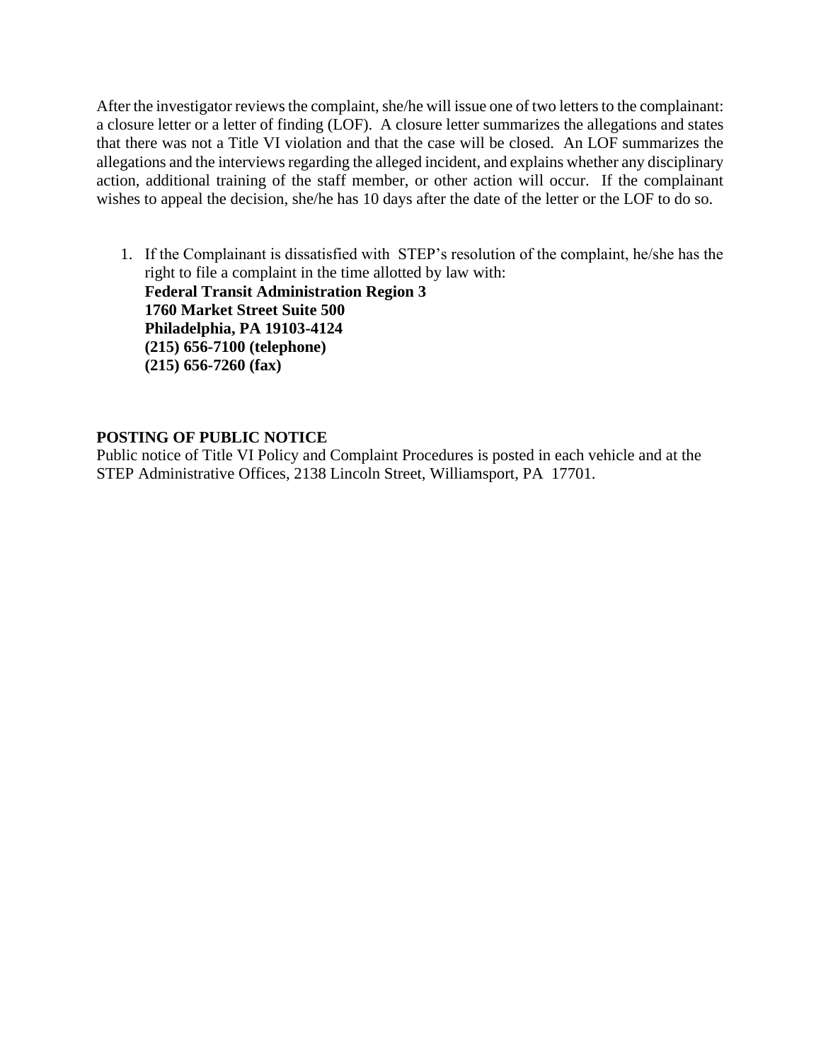After the investigator reviews the complaint, she/he will issue one of two letters to the complainant: a closure letter or a letter of finding (LOF). A closure letter summarizes the allegations and states that there was not a Title VI violation and that the case will be closed. An LOF summarizes the allegations and the interviews regarding the alleged incident, and explains whether any disciplinary action, additional training of the staff member, or other action will occur. If the complainant wishes to appeal the decision, she/he has 10 days after the date of the letter or the LOF to do so.

1. If the Complainant is dissatisfied with STEP's resolution of the complaint, he/she has the right to file a complaint in the time allotted by law with:
   **Federal Transit Administration Region 3**
   **1760 Market Street Suite 500**
   **Philadelphia, PA 19103-4124**
   **(215) 656-7100 (telephone)**
   **(215) 656-7260 (fax)**

**POSTING OF PUBLIC NOTICE**

Public notice of Title VI Policy and Complaint Procedures is posted in each vehicle and at the STEP Administrative Offices, 2138 Lincoln Street, Williamsport, PA 17701.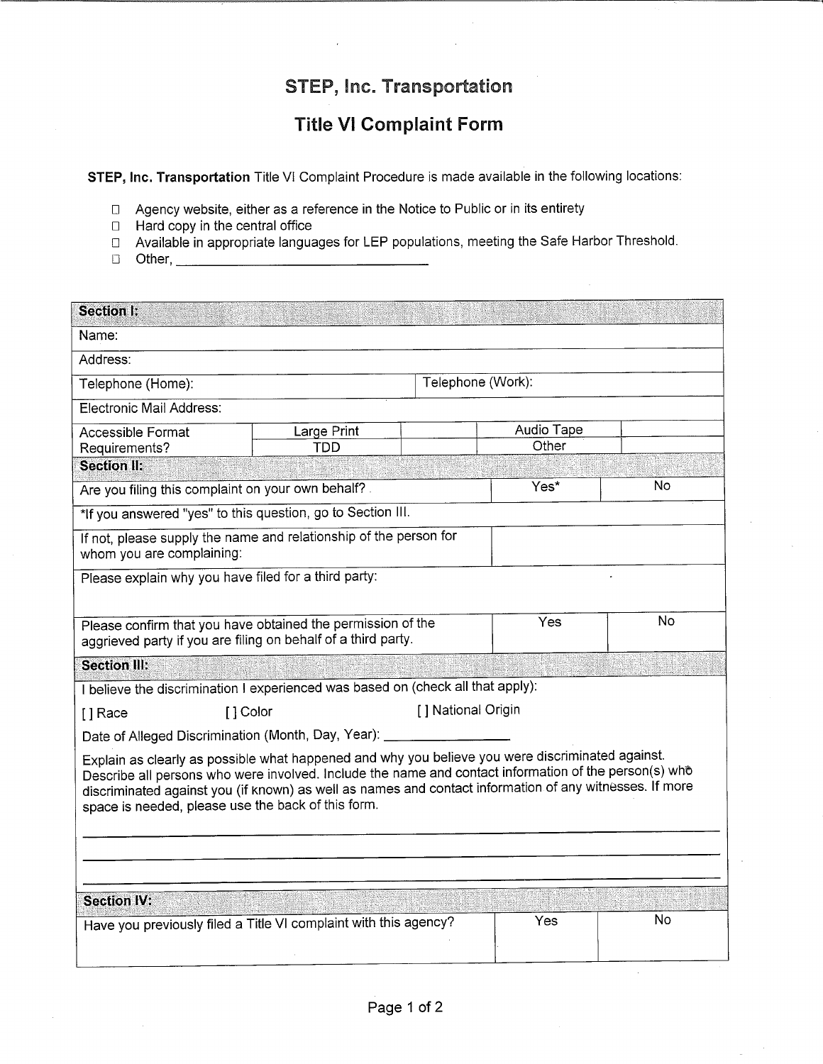# STEP, Inc. Transportation

## Title VI Complaint Form

**STEP, Inc. Transportation** Title VI Complaint Procedure is made available in the following locations:

- ☐ Agency website, either as a reference in the Notice to Public or in its entirety
- ☐ Hard copy in the central office
- ☐ Available in appropriate languages for LEP populations, meeting the Safe Harbor Threshold.
- ☐ Other, ___________________________________

| **Section I:** | | | | |
|---|---|---|---|---|
| Name: | | | | |
| Address: | | | | |
| Telephone (Home): | | Telephone (Work): | | |
| Electronic Mail Address: | | | | |
| Accessible Format Requirements? | Large Print | | Audio Tape | |
| | TDD | | Other | |

| **Section II:** | | |
|---|---|---|
| Are you filing this complaint on your own behalf? | Yes* | No |
| *If you answered "yes" to this question, go to Section III. | | |
| If not, please supply the name and relationship of the person for whom you are complaining: | | |
| Please explain why you have filed for a third party: | | |
| Please confirm that you have obtained the permission of the aggrieved party if you are filing on behalf of a third party. | Yes | No |

**Section III:**

I believe the discrimination I experienced was based on (check all that apply):

[ ] Race [ ] Color [ ] National Origin

Date of Alleged Discrimination (Month, Day, Year): _______________

Explain as clearly as possible what happened and why you believe you were discriminated against. Describe all persons who were involved. Include the name and contact information of the person(s) who discriminated against you (if known) as well as names and contact information of any witnesses. If more space is needed, please use the back of this form.

_______________________________________________________________

_______________________________________________________________

_______________________________________________________________

| **Section IV:** | | |
|---|---|---|
| Have you previously filed a Title VI complaint with this agency? | Yes | No |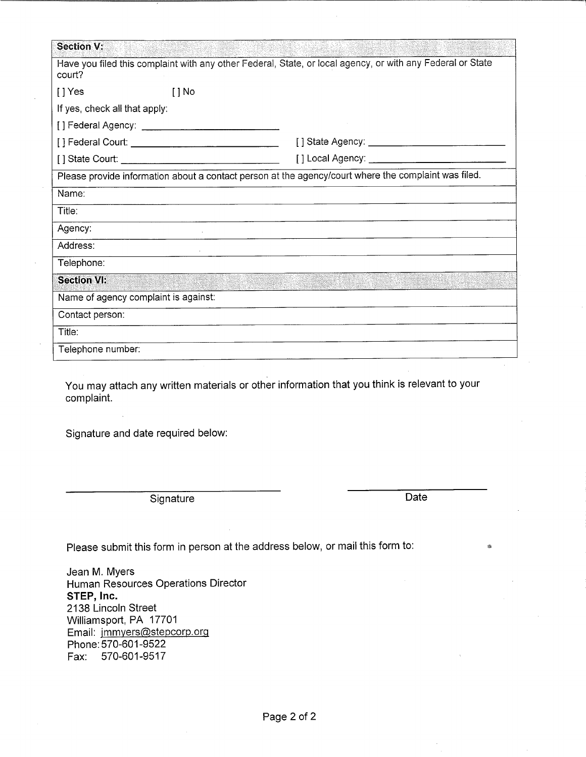| **Section V:** | |
|---|---|
| Have you filed this complaint with any other Federal, State, or local agency, or with any Federal or State court? | |
| [ ] Yes   [ ] No | |
| If yes, check all that apply: | |
| [ ] Federal Agency: ____________________ | |
| [ ] Federal Court: ____________________ | [ ] State Agency: ____________________ |
| [ ] State Court: ____________________ | [ ] Local Agency: ____________________ |
| Please provide information about a contact person at the agency/court where the complaint was filed. | |
| Name: | |
| Title: | |
| Agency: | |
| Address: | |
| Telephone: | |
| **Section VI:** | |
| Name of agency complaint is against: | |
| Contact person: | |
| Title: | |
| Telephone number: | |

You may attach any written materials or other information that you think is relevant to your complaint.

Signature and date required below:

______________________________ Signature

____________________ Date

Please submit this form in person at the address below, or mail this form to:

Jean M. Myers
Human Resources Operations Director
**STEP, Inc.**
2138 Lincoln Street
Williamsport, PA 17701
Email: jmmyers@stepcorp.org
Phone: 570-601-9522
Fax: 570-601-9517